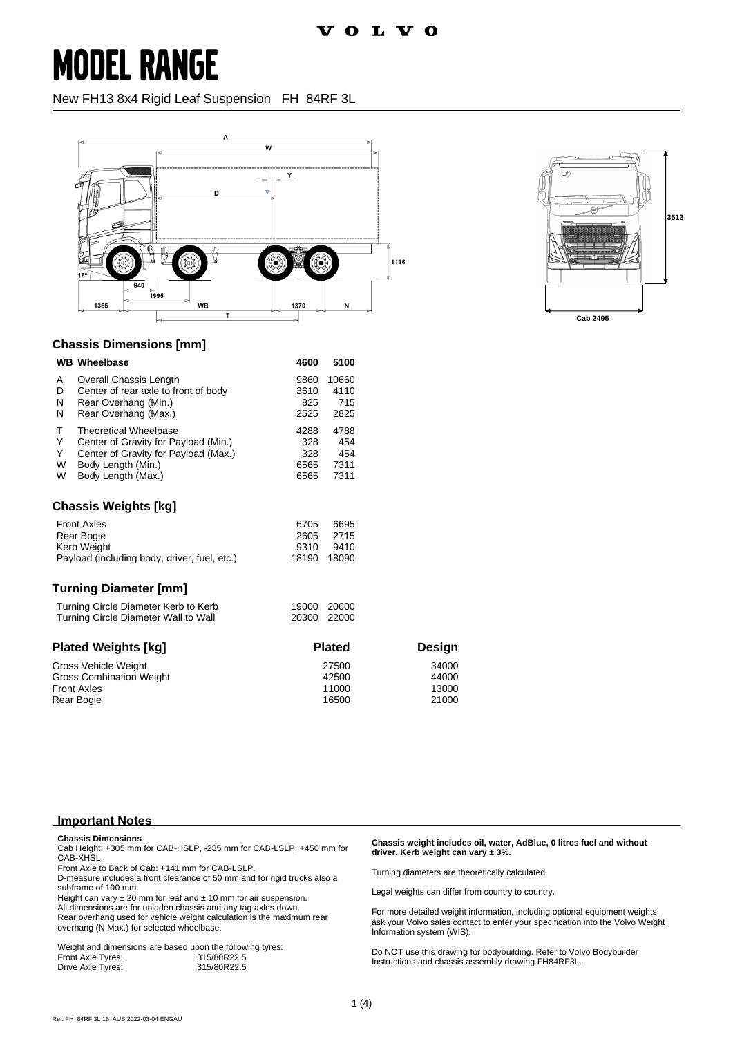VOLVO

# MODEL RANGE

New FH13 8x4 Rigid Leaf Suspension FH 84RF 3L

## Chassis Dimensions [mm]

| | WB Wheelbase | 4600 | 5100 |
|---|---|---|---|
| A | Overall Chassis Length | 9860 | 10660 |
| D | Center of rear axle to front of body | 3610 | 4110 |
| N | Rear Overhang (Min.) | 825 | 715 |
| N | Rear Overhang (Max.) | 2525 | 2825 |
| T | Theoretical Wheelbase | 4288 | 4788 |
| Y | Center of Gravity for Payload (Min.) | 328 | 454 |
| Y | Center of Gravity for Payload (Max.) | 328 | 454 |
| W | Body Length (Min.) | 6565 | 7311 |
| W | Body Length (Max.) | 6565 | 7311 |

## Chassis Weights [kg]

| | | |
|---|---|---|
| Front Axles | 6705 | 6695 |
| Rear Bogie | 2605 | 2715 |
| Kerb Weight | 9310 | 9410 |
| Payload (including body, driver, fuel, etc.) | 18190 | 18090 |

## Turning Diameter [mm]

| | | |
|---|---|---|
| Turning Circle Diameter Kerb to Kerb | 19000 | 20600 |
| Turning Circle Diameter Wall to Wall | 20300 | 22000 |

## Plated Weights [kg]

| | Plated | Design |
|---|---|---|
| Gross Vehicle Weight | 27500 | 34000 |
| Gross Combination Weight | 42500 | 44000 |
| Front Axles | 11000 | 13000 |
| Rear Bogie | 16500 | 21000 |

## Important Notes

**Chassis Dimensions**
Cab Height: +305 mm for CAB-HSLP, -285 mm for CAB-LSLP, +450 mm for CAB-XHSL.
Front Axle to Back of Cab: +141 mm for CAB-LSLP.
D-measure includes a front clearance of 50 mm and for rigid trucks also a subframe of 100 mm.
Height can vary ± 20 mm for leaf and ± 10 mm for air suspension.
All dimensions are for unladen chassis and any tag axles down.
Rear overhang used for vehicle weight calculation is the maximum rear overhang (N Max.) for selected wheelbase.

Weight and dimensions are based upon the following tyres:

| | |
|---|---|
| Front Axle Tyres: | 315/80R22.5 |
| Drive Axle Tyres: | 315/80R22.5 |

**Chassis weight includes oil, water, AdBlue, 0 litres fuel and without driver. Kerb weight can vary ± 3%.**

Turning diameters are theoretically calculated.

Legal weights can differ from country to country.

For more detailed weight information, including optional equipment weights, ask your Volvo sales contact to enter your specification into the Volvo Weight Information system (WIS).

Do NOT use this drawing for bodybuilding. Refer to Volvo Bodybuilder Instructions and chassis assembly drawing FH84RF3L.

Ref: FH 84RF 3L 16 AUS 2022-03-04 ENGAU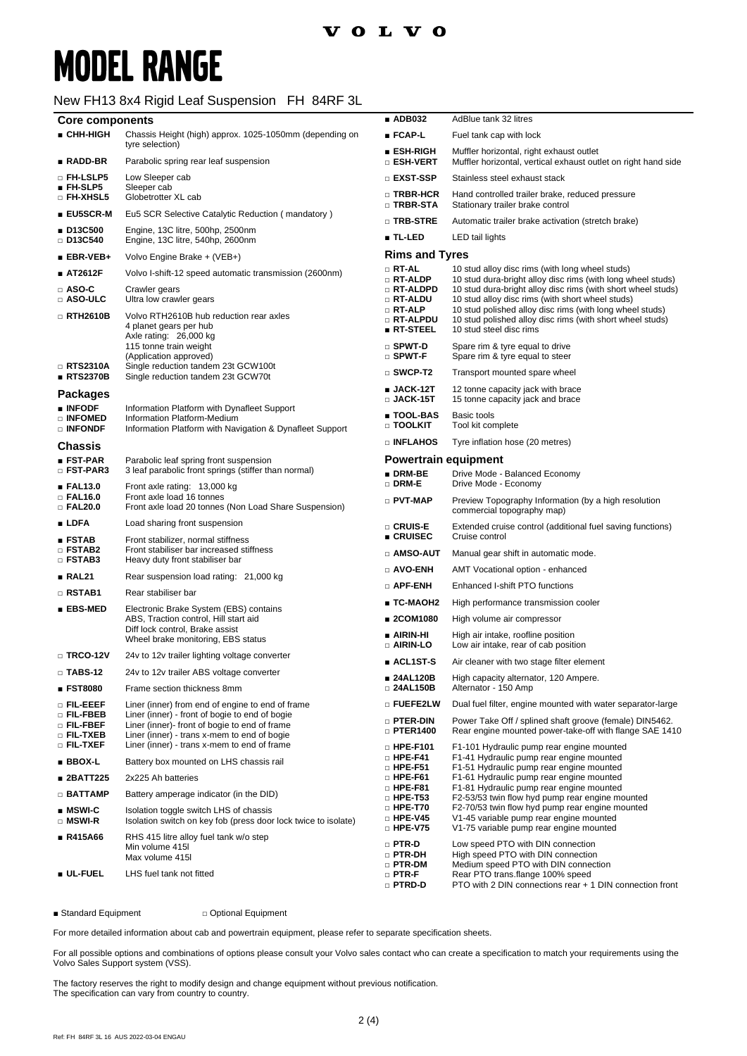# MODEL RANGE

New FH13 8x4 Rigid Leaf Suspension FH 84RF 3L

## Core components

| | Code | Description |
|---|---|---|
| ■ | CHH-HIGH | Chassis Height (high) approx. 1025-1050mm (depending on tyre selection) |
| ■ | RADD-BR | Parabolic spring rear leaf suspension |
| □ | FH-LSLP5 | Low Sleeper cab |
| ■ | FH-SLP5 | Sleeper cab |
| □ | FH-XHSL5 | Globetrotter XL cab |
| ■ | EU5SCR-M | Eu5 SCR Selective Catalytic Reduction ( mandatory ) |
| ■ | D13C500 | Engine, 13C litre, 500hp, 2500nm |
| □ | D13C540 | Engine, 13C litre, 540hp, 2600nm |
| ■ | EBR-VEB+ | Volvo Engine Brake + (VEB+) |
| ■ | AT2612F | Volvo I-shift-12 speed automatic transmission (2600nm) |
| □ | ASO-C | Crawler gears |
| □ | ASO-ULC | Ultra low crawler gears |
| □ | RTH2610B | Volvo RTH2610B hub reduction rear axles<br>4 planet gears per hub<br>Axle rating: 26,000 kg<br>115 tonne train weight<br>(Application approved) |
| □ | RTS2310A | Single reduction tandem 23t GCW100t |
| ■ | RTS2370B | Single reduction tandem 23t GCW70t |

## Packages

| | Code | Description |
|---|---|---|
| ■ | INFODF | Information Platform with Dynafleet Support |
| □ | INFOMED | Information Platform-Medium |
| □ | INFONDF | Information Platform with Navigation & Dynafleet Support |

## Chassis

| | Code | Description |
|---|---|---|
| ■ | FST-PAR | Parabolic leaf spring front suspension |
| □ | FST-PAR3 | 3 leaf parabolic front springs (stiffer than normal) |
| ■ | FAL13.0 | Front axle rating: 13,000 kg |
| □ | FAL16.0 | Front axle load 16 tonnes |
| □ | FAL20.0 | Front axle load 20 tonnes (Non Load Share Suspension) |
| ■ | LDFA | Load sharing front suspension |
| ■ | FSTAB | Front stabilizer, normal stiffness |
| □ | FSTAB2 | Front stabiliser bar increased stiffness |
| □ | FSTAB3 | Heavy duty front stabiliser bar |
| ■ | RAL21 | Rear suspension load rating: 21,000 kg |
| □ | RSTAB1 | Rear stabiliser bar |
| ■ | EBS-MED | Electronic Brake System (EBS) contains<br>ABS, Traction control, Hill start aid<br>Diff lock control, Brake assist<br>Wheel brake monitoring, EBS status |
| □ | TRCO-12V | 24v to 12v trailer lighting voltage converter |
| □ | TABS-12 | 24v to 12v trailer ABS voltage converter |
| ■ | FST8080 | Frame section thickness 8mm |
| □ | FIL-EEEF | Liner (inner) from end of engine to end of frame |
| □ | FIL-FBEB | Liner (inner) - front of bogie to end of bogie |
| □ | FIL-FBEF | Liner (inner)- front of bogie to end of frame |
| □ | FIL-TXEB | Liner (inner) - trans x-mem to end of bogie |
| □ | FIL-TXEF | Liner (inner) - trans x-mem to end of frame |
| ■ | BBOX-L | Battery box mounted on LHS chassis rail |
| ■ | 2BATT225 | 2x225 Ah batteries |
| □ | BATTAMP | Battery amperage indicator (in the DID) |
| ■ | MSWI-C | Isolation toggle switch LHS of chassis |
| □ | MSWI-R | Isolation switch on key fob (press door lock twice to isolate) |
| ■ | R415A66 | RHS 415 litre alloy fuel tank w/o step<br>Min volume 415l<br>Max volume 415l |
| ■ | UL-FUEL | LHS fuel tank not fitted |
| ■ | ADB032 | AdBlue tank 32 litres |
| ■ | FCAP-L | Fuel tank cap with lock |
| ■ | ESH-RIGH | Muffler horizontal, right exhaust outlet |
| □ | ESH-VERT | Muffler horizontal, vertical exhaust outlet on right hand side |
| □ | EXST-SSP | Stainless steel exhaust stack |
| □ | TRBR-HCR | Hand controlled trailer brake, reduced pressure |
| □ | TRBR-STA | Stationary trailer brake control |
| □ | TRB-STRE | Automatic trailer brake activation (stretch brake) |
| ■ | TL-LED | LED tail lights |

## Rims and Tyres

| | Code | Description |
|---|---|---|
| □ | RT-AL | 10 stud alloy disc rims (with long wheel studs) |
| □ | RT-ALDP | 10 stud dura-bright alloy disc rims (with long wheel studs) |
| □ | RT-ALDPD | 10 stud dura-bright alloy disc rims (with short wheel studs) |
| □ | RT-ALDU | 10 stud alloy disc rims (with short wheel studs) |
| □ | RT-ALP | 10 stud polished alloy disc rims (with long wheel studs) |
| □ | RT-ALPDU | 10 stud polished alloy disc rims (with short wheel studs) |
| ■ | RT-STEEL | 10 stud steel disc rims |
| □ | SPWT-D | Spare rim & tyre equal to drive |
| □ | SPWT-F | Spare rim & tyre equal to steer |
| □ | SWCP-T2 | Transport mounted spare wheel |
| ■ | JACK-12T | 12 tonne capacity jack with brace |
| □ | JACK-15T | 15 tonne capacity jack and brace |
| ■ | TOOL-BAS | Basic tools |
| □ | TOOLKIT | Tool kit complete |
| □ | INFLAHOS | Tyre inflation hose (20 metres) |

## Powertrain equipment

| | Code | Description |
|---|---|---|
| ■ | DRM-BE | Drive Mode - Balanced Economy |
| □ | DRM-E | Drive Mode - Economy |
| □ | PVT-MAP | Preview Topography Information (by a high resolution commercial topography map) |
| □ | CRUIS-E | Extended cruise control (additional fuel saving functions) |
| ■ | CRUISEC | Cruise control |
| □ | AMSO-AUT | Manual gear shift in automatic mode. |
| □ | AVO-ENH | AMT Vocational option - enhanced |
| □ | APF-ENH | Enhanced I-shift PTO functions |
| ■ | TC-MAOH2 | High performance transmission cooler |
| ■ | 2COM1080 | High volume air compressor |
| ■ | AIRIN-HI | High air intake, roofline position |
| □ | AIRIN-LO | Low air intake, rear of cab position |
| ■ | ACL1ST-S | Air cleaner with two stage filter element |
| ■ | 24AL120B | High capacity alternator, 120 Ampere. |
| □ | 24AL150B | Alternator - 150 Amp |
| □ | FUEFE2LW | Dual fuel filter, engine mounted with water separator-large |
| □ | PTER-DIN | Power Take Off / splined shaft groove (female) DIN5462. |
| □ | PTER1400 | Rear engine mounted power-take-off with flange SAE 1410 |
| □ | HPE-F101 | F1-101 Hydraulic pump rear engine mounted |
| □ | HPE-F41 | F1-41 Hydraulic pump rear engine mounted |
| □ | HPE-F51 | F1-51 Hydraulic pump rear engine mounted |
| □ | HPE-F61 | F1-61 Hydraulic pump rear engine mounted |
| □ | HPE-F81 | F1-81 Hydraulic pump rear engine mounted |
| □ | HPE-T53 | F2-53/53 twin flow hyd pump rear engine mounted |
| □ | HPE-T70 | F2-70/53 twin flow hyd pump rear engine mounted |
| □ | HPE-V45 | V1-45 variable pump rear engine mounted |
| □ | HPE-V75 | V1-75 variable pump rear engine mounted |
| □ | PTR-D | Low speed PTO with DIN connection |
| □ | PTR-DH | High speed PTO with DIN connection |
| □ | PTR-DM | Medium speed PTO with DIN connection |
| □ | PTR-F | Rear PTO trans.flange 100% speed |
| □ | PTRD-D | PTO with 2 DIN connections rear + 1 DIN connection front |

■ Standard Equipment □ Optional Equipment

For more detailed information about cab and powertrain equipment, please refer to separate specification sheets.

For all possible options and combinations of options please consult your Volvo sales contact who can create a specification to match your requirements using the Volvo Sales Support system (VSS).

The factory reserves the right to modify design and change equipment without previous notification.
The specification can vary from country to country.

Ref: FH 84RF 3L 16 AUS 2022-03-04 ENGAU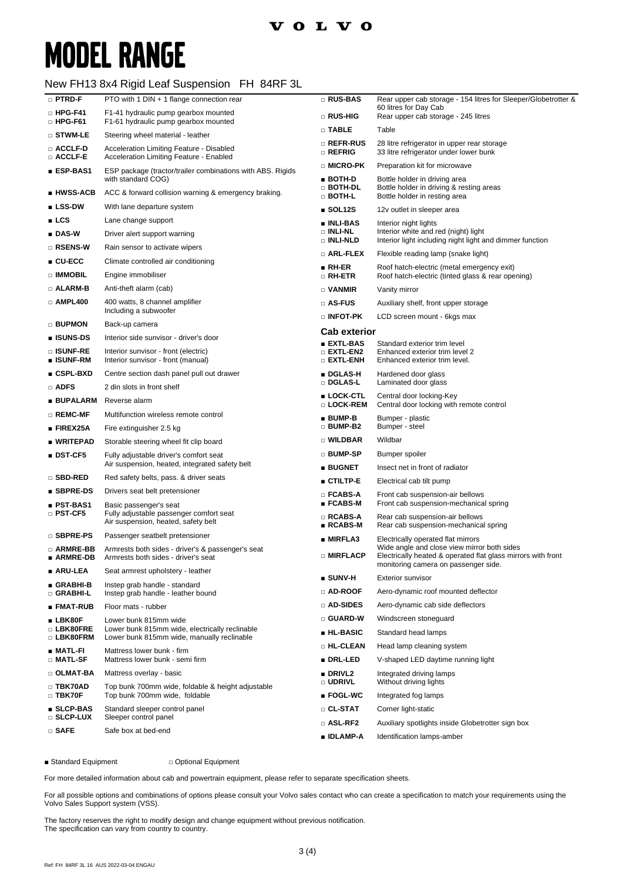# MODEL RANGE

## New FH13 8x4 Rigid Leaf Suspension FH 84RF 3L

| Code | Description |
|---|---|
| □ **PTRD-F** | PTO with 1 DIN + 1 flange connection rear |
| □ **HPG-F41** | F1-41 hydraulic pump gearbox mounted |
| □ **HPG-F61** | F1-61 hydraulic pump gearbox mounted |
| □ **STWM-LE** | Steering wheel material - leather |
| □ **ACCLF-D** | Acceleration Limiting Feature - Disabled |
| □ **ACCLF-E** | Acceleration Limiting Feature - Enabled |
| ■ **ESP-BAS1** | ESP package (tractor/trailer combinations with ABS. Rigids with standard COG) |
| ■ **HWSS-ACB** | ACC & forward collision warning & emergency braking. |
| ■ **LSS-DW** | With lane departure system |
| ■ **LCS** | Lane change support |
| ■ **DAS-W** | Driver alert support warning |
| □ **RSENS-W** | Rain sensor to activate wipers |
| ■ **CU-ECC** | Climate controlled air conditioning |
| □ **IMMOBIL** | Engine immobiliser |
| □ **ALARM-B** | Anti-theft alarm (cab) |
| □ **AMPL400** | 400 watts, 8 channel amplifier Including a subwoofer |
| □ **BUPMON** | Back-up camera |
| ■ **ISUNS-DS** | Interior side sunvisor - driver's door |
| □ **ISUNF-RE** | Interior sunvisor - front (electric) |
| ■ **ISUNF-RM** | Interior sunvisor - front (manual) |
| ■ **CSPL-BXD** | Centre section dash panel pull out drawer |
| □ **ADFS** | 2 din slots in front shelf |
| ■ **BUPALARM** | Reverse alarm |
| □ **REMC-MF** | Multifunction wireless remote control |
| ■ **FIREX25A** | Fire extinguisher 2.5 kg |
| ■ **WRITEPAD** | Storable steering wheel fit clip board |
| ■ **DST-CF5** | Fully adjustable driver's comfort seat Air suspension, heated, integrated safety belt |
| □ **SBD-RED** | Red safety belts, pass. & driver seats |
| ■ **SBPRE-DS** | Drivers seat belt pretensioner |
| ■ **PST-BAS1** | Basic passenger's seat |
| □ **PST-CF5** | Fully adjustable passenger comfort seat Air suspension, heated, safety belt |
| □ **SBPRE-PS** | Passenger seatbelt pretensioner |
| □ **ARMRE-BB** | Armrests both sides - driver's & passenger's seat |
| ■ **ARMRE-DB** | Armrests both sides - driver's seat |
| ■ **ARU-LEA** | Seat armrest upholstery - leather |
| ■ **GRABHI-B** | Instep grab handle - standard |
| □ **GRABHI-L** | Instep grab handle - leather bound |
| ■ **FMAT-RUB** | Floor mats - rubber |
| ■ **LBK80F** | Lower bunk 815mm wide |
| □ **LBK80FRE** | Lower bunk 815mm wide, electrically reclinable |
| □ **LBK80FRM** | Lower bunk 815mm wide, manually reclinable |
| ■ **MATL-FI** | Mattress lower bunk - firm |
| □ **MATL-SF** | Mattress lower bunk - semi firm |
| □ **OLMAT-BA** | Mattress overlay - basic |
| □ **TBK70AD** | Top bunk 700mm wide, foldable & height adjustable |
| □ **TBK70F** | Top bunk 700mm wide, foldable |
| ■ **SLCP-BAS** | Standard sleeper control panel |
| □ **SLCP-LUX** | Sleeper control panel |
| □ **SAFE** | Safe box at bed-end |
| □ **RUS-BAS** | Rear upper cab storage - 154 litres for Sleeper/Globetrotter & 60 litres for Day Cab |
| □ **RUS-HIG** | Rear upper cab storage - 245 litres |
| □ **TABLE** | Table |
| □ **REFR-RUS** | 28 litre refrigerator in upper rear storage |
| □ **REFRIG** | 33 litre refrigerator under lower bunk |
| □ **MICRO-PK** | Preparation kit for microwave |
| ■ **BOTH-D** | Bottle holder in driving area |
| □ **BOTH-DL** | Bottle holder in driving & resting areas |
| □ **BOTH-L** | Bottle holder in resting area |
| ■ **SOL12S** | 12v outlet in sleeper area |
| ■ **INLI-BAS** | Interior night lights |
| □ **INLI-NL** | Interior white and red (night) light |
| □ **INLI-NLD** | Interior light including night light and dimmer function |
| □ **ARL-FLEX** | Flexible reading lamp (snake light) |
| ■ **RH-ER** | Roof hatch-electric (metal emergency exit) |
| □ **RH-ETR** | Roof hatch-electric (tinted glass & rear opening) |
| □ **VANMIR** | Vanity mirror |
| □ **AS-FUS** | Auxiliary shelf, front upper storage |
| □ **INFOT-PK** | LCD screen mount - 6kgs max |

### Cab exterior

| Code | Description |
|---|---|
| ■ **EXTL-BAS** | Standard exterior trim level |
| □ **EXTL-EN2** | Enhanced exterior trim level 2 |
| □ **EXTL-ENH** | Enhanced exterior trim level. |
| ■ **DGLAS-H** | Hardened door glass |
| □ **DGLAS-L** | Laminated door glass |
| ■ **LOCK-CTL** | Central door locking-Key |
| □ **LOCK-REM** | Central door locking with remote control |
| ■ **BUMP-B** | Bumper - plastic |
| □ **BUMP-B2** | Bumper - steel |
| □ **WILDBAR** | Wildbar |
| □ **BUMP-SP** | Bumper spoiler |
| ■ **BUGNET** | Insect net in front of radiator |
| ■ **CTILTP-E** | Electrical cab tilt pump |
| □ **FCABS-A** | Front cab suspension-air bellows |
| ■ **FCABS-M** | Front cab suspension-mechanical spring |
| □ **RCABS-A** | Rear cab suspension-air bellows |
| ■ **RCABS-M** | Rear cab suspension-mechanical spring |
| ■ **MIRFLA3** | Electrically operated flat mirrors Wide angle and close view mirror both sides |
| □ **MIRFLACP** | Electrically heated & operated flat glass mirrors with front monitoring camera on passenger side. |
| ■ **SUNV-H** | Exterior sunvisor |
| □ **AD-ROOF** | Aero-dynamic roof mounted deflector |
| □ **AD-SIDES** | Aero-dynamic cab side deflectors |
| □ **GUARD-W** | Windscreen stoneguard |
| ■ **HL-BASIC** | Standard head lamps |
| □ **HL-CLEAN** | Head lamp cleaning system |
| ■ **DRL-LED** | V-shaped LED daytime running light |
| ■ **DRIVL2** | Integrated driving lamps |
| □ **UDRIVL** | Without driving lights |
| ■ **FOGL-WC** | Integrated fog lamps |
| □ **CL-STAT** | Corner light-static |
| □ **ASL-RF2** | Auxiliary spotlights inside Globetrotter sign box |
| ■ **IDLAMP-A** | Identification lamps-amber |

■ Standard Equipment □ Optional Equipment

For more detailed information about cab and powertrain equipment, please refer to separate specification sheets.

For all possible options and combinations of options please consult your Volvo sales contact who can create a specification to match your requirements using the Volvo Sales Support system (VSS).

The factory reserves the right to modify design and change equipment without previous notification.
The specification can vary from country to country.

Ref: FH 84RF 3L 16 AUS 2022-03-04 ENGAU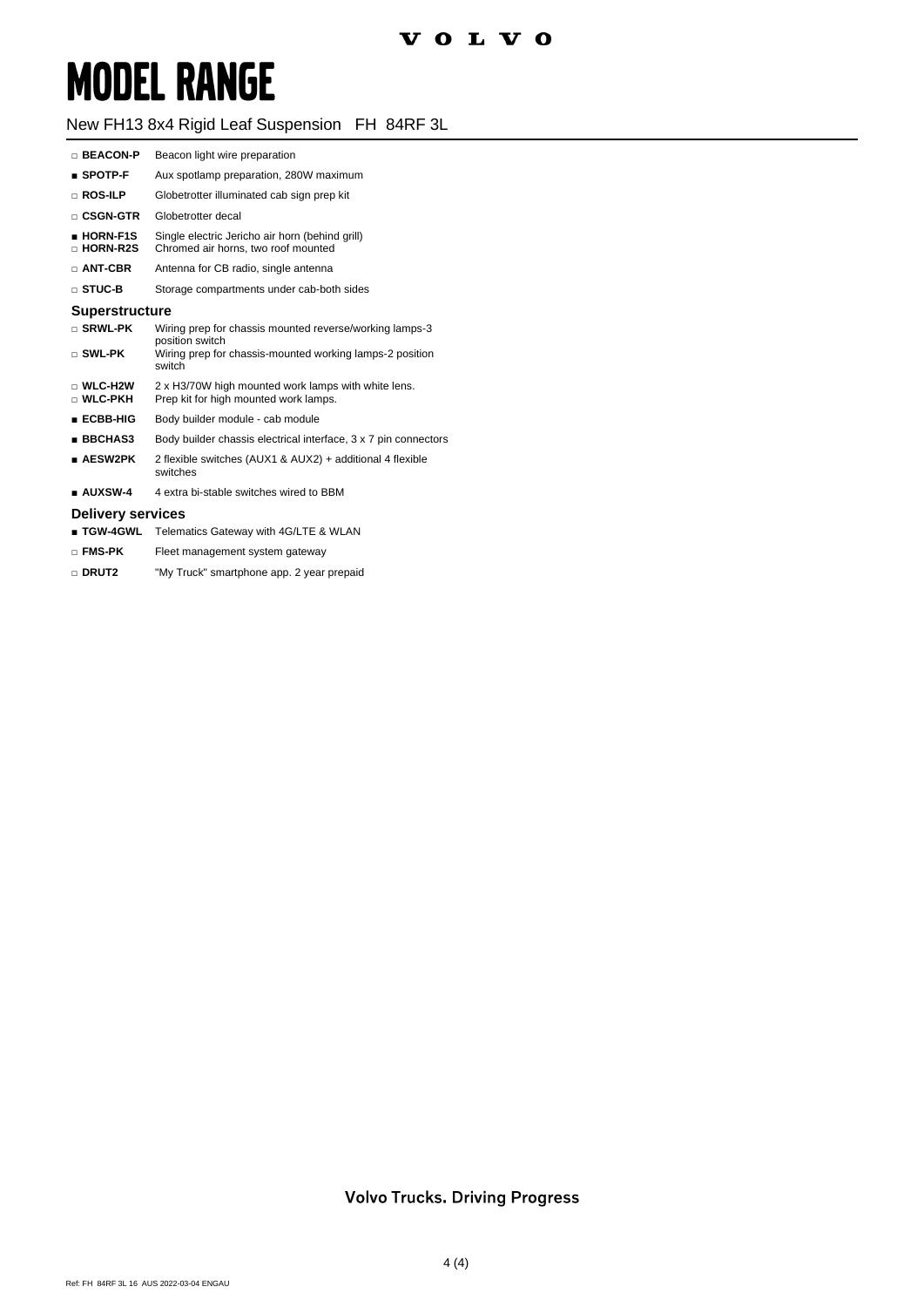# MODEL RANGE

New FH13 8x4 Rigid Leaf Suspension FH 84RF 3L

| | |
|---|---|
| □ **BEACON-P** | Beacon light wire preparation |
| ■ **SPOTP-F** | Aux spotlamp preparation, 280W maximum |
| □ **ROS-ILP** | Globetrotter illuminated cab sign prep kit |
| □ **CSGN-GTR** | Globetrotter decal |
| ■ **HORN-F1S** | Single electric Jericho air horn (behind grill) |
| □ **HORN-R2S** | Chromed air horns, two roof mounted |
| □ **ANT-CBR** | Antenna for CB radio, single antenna |
| □ **STUC-B** | Storage compartments under cab-both sides |

### Superstructure

| | |
|---|---|
| □ **SRWL-PK** | Wiring prep for chassis mounted reverse/working lamps-3 position switch |
| □ **SWL-PK** | Wiring prep for chassis-mounted working lamps-2 position switch |
| □ **WLC-H2W** | 2 x H3/70W high mounted work lamps with white lens. |
| □ **WLC-PKH** | Prep kit for high mounted work lamps. |
| ■ **ECBB-HIG** | Body builder module - cab module |
| ■ **BBCHAS3** | Body builder chassis electrical interface, 3 x 7 pin connectors |
| ■ **AESW2PK** | 2 flexible switches (AUX1 & AUX2) + additional 4 flexible switches |
| ■ **AUXSW-4** | 4 extra bi-stable switches wired to BBM |

### Delivery services

| | |
|---|---|
| ■ **TGW-4GWL** | Telematics Gateway with 4G/LTE & WLAN |
| □ **FMS-PK** | Fleet management system gateway |
| □ **DRUT2** | "My Truck" smartphone app. 2 year prepaid |

Volvo Trucks. Driving Progress

Ref: FH 84RF 3L 16 AUS 2022-03-04 ENGAU